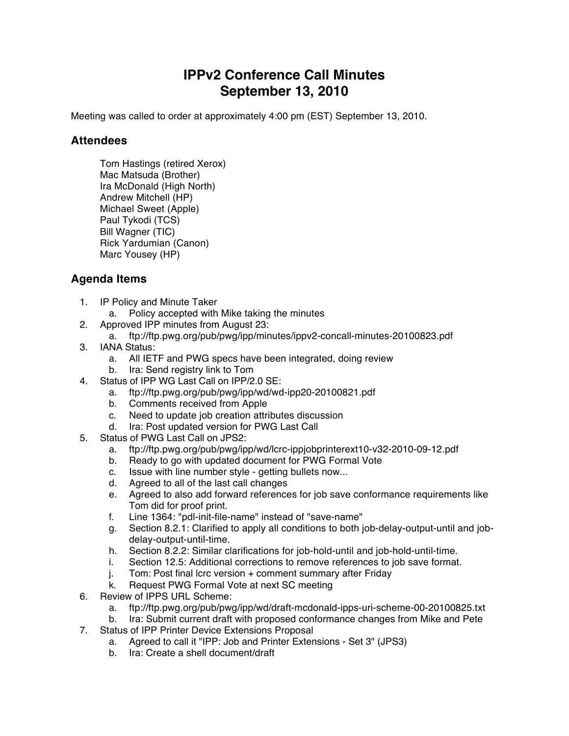# IPPv2 Conference Call Minutes
# September 13, 2010

Meeting was called to order at approximately 4:00 pm (EST) September 13, 2010.

## Attendees

Tom Hastings (retired Xerox)
Mac Matsuda (Brother)
Ira McDonald (High North)
Andrew Mitchell (HP)
Michael Sweet (Apple)
Paul Tykodi (TCS)
Bill Wagner (TIC)
Rick Yardumian (Canon)
Marc Yousey (HP)

## Agenda Items

1. IP Policy and Minute Taker
   a. Policy accepted with Mike taking the minutes
2. Approved IPP minutes from August 23:
   a. ftp://ftp.pwg.org/pub/pwg/ipp/minutes/ippv2-concall-minutes-20100823.pdf
3. IANA Status:
   a. All IETF and PWG specs have been integrated, doing review
   b. Ira: Send registry link to Tom
4. Status of IPP WG Last Call on IPP/2.0 SE:
   a. ftp://ftp.pwg.org/pub/pwg/ipp/wd/wd-ipp20-20100821.pdf
   b. Comments received from Apple
   c. Need to update job creation attributes discussion
   d. Ira: Post updated version for PWG Last Call
5. Status of PWG Last Call on JPS2:
   a. ftp://ftp.pwg.org/pub/pwg/ipp/wd/lcrc-ippjobprinterext10-v32-2010-09-12.pdf
   b. Ready to go with updated document for PWG Formal Vote
   c. Issue with line number style - getting bullets now...
   d. Agreed to all of the last call changes
   e. Agreed to also add forward references for job save conformance requirements like Tom did for proof print.
   f. Line 1364: "pdl-init-file-name" instead of "save-name"
   g. Section 8.2.1: Clarified to apply all conditions to both job-delay-output-until and job-delay-output-until-time.
   h. Section 8.2.2: Similar clarifications for job-hold-until and job-hold-until-time.
   i. Section 12.5: Additional corrections to remove references to job save format.
   j. Tom: Post final lcrc version + comment summary after Friday
   k. Request PWG Formal Vote at next SC meeting
6. Review of IPPS URL Scheme:
   a. ftp://ftp.pwg.org/pub/pwg/ipp/wd/draft-mcdonald-ipps-uri-scheme-00-20100825.txt
   b. Ira: Submit current draft with proposed conformance changes from Mike and Pete
7. Status of IPP Printer Device Extensions Proposal
   a. Agreed to call it "IPP: Job and Printer Extensions - Set 3" (JPS3)
   b. Ira: Create a shell document/draft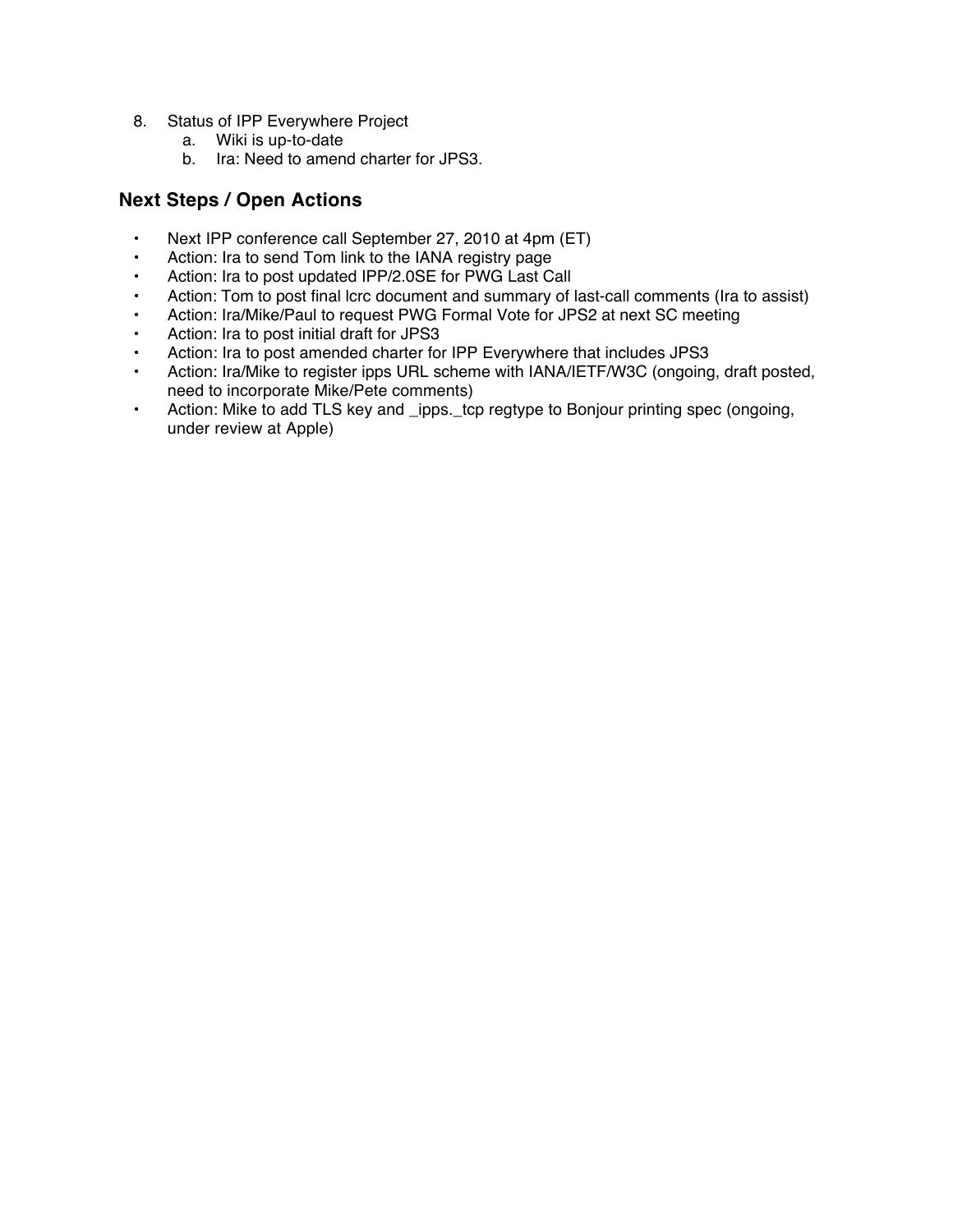8. Status of IPP Everywhere Project
   a. Wiki is up-to-date
   b. Ira: Need to amend charter for JPS3.

## Next Steps / Open Actions

- Next IPP conference call September 27, 2010 at 4pm (ET)
- Action: Ira to send Tom link to the IANA registry page
- Action: Ira to post updated IPP/2.0SE for PWG Last Call
- Action: Tom to post final lcrc document and summary of last-call comments (Ira to assist)
- Action: Ira/Mike/Paul to request PWG Formal Vote for JPS2 at next SC meeting
- Action: Ira to post initial draft for JPS3
- Action: Ira to post amended charter for IPP Everywhere that includes JPS3
- Action: Ira/Mike to register ipps URL scheme with IANA/IETF/W3C (ongoing, draft posted, need to incorporate Mike/Pete comments)
- Action: Mike to add TLS key and _ipps._tcp regtype to Bonjour printing spec (ongoing, under review at Apple)